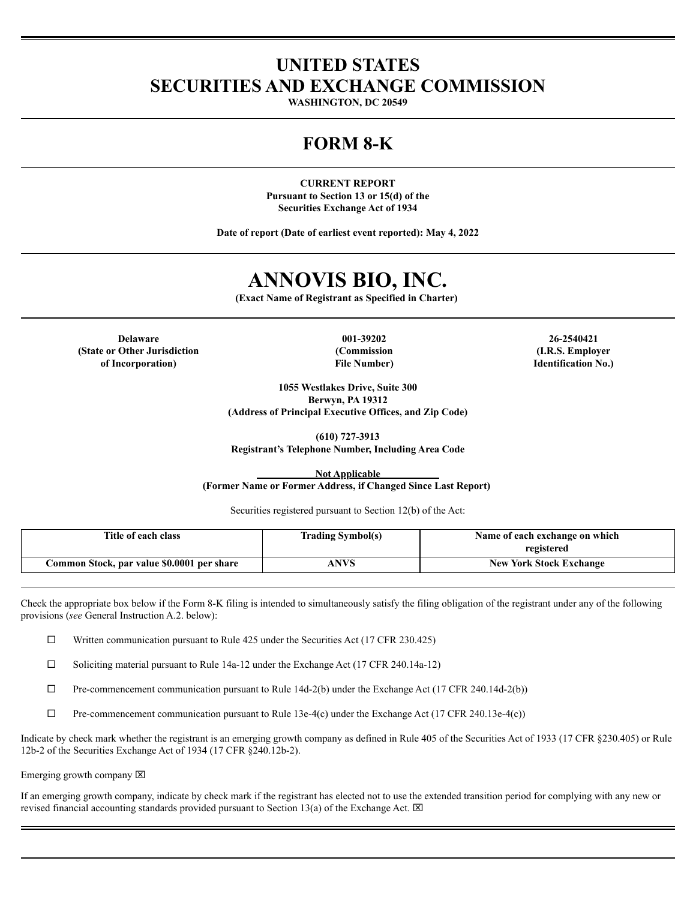# UNITED STATES
# SECURITIES AND EXCHANGE COMMISSION

**WASHINGTON, DC 20549**

# FORM 8-K

**CURRENT REPORT**
**Pursuant to Section 13 or 15(d) of the**
**Securities Exchange Act of 1934**

**Date of report (Date of earliest event reported): May 4, 2022**

# ANNOVIS BIO, INC.

**(Exact Name of Registrant as Specified in Charter)**

| Delaware | 001-39202 | 26-2540421 |
|---|---|---|
| (State or Other Jurisdiction of Incorporation) | (Commission File Number) | (I.R.S. Employer Identification No.) |

**1055 Westlakes Drive, Suite 300**
**Berwyn, PA 19312**
**(Address of Principal Executive Offices, and Zip Code)**

**(610) 727-3913**
**Registrant's Telephone Number, Including Area Code**

**Not Applicable**
**(Former Name or Former Address, if Changed Since Last Report)**

Securities registered pursuant to Section 12(b) of the Act:

| Title of each class | Trading Symbol(s) | Name of each exchange on which registered |
|---|---|---|
| Common Stock, par value $0.0001 per share | ANVS | New York Stock Exchange |

Check the appropriate box below if the Form 8-K filing is intended to simultaneously satisfy the filing obligation of the registrant under any of the following provisions (*see* General Instruction A.2. below):

☐ Written communication pursuant to Rule 425 under the Securities Act (17 CFR 230.425)

☐ Soliciting material pursuant to Rule 14a-12 under the Exchange Act (17 CFR 240.14a-12)

☐ Pre-commencement communication pursuant to Rule 14d-2(b) under the Exchange Act (17 CFR 240.14d-2(b))

☐ Pre-commencement communication pursuant to Rule 13e-4(c) under the Exchange Act (17 CFR 240.13e-4(c))

Indicate by check mark whether the registrant is an emerging growth company as defined in Rule 405 of the Securities Act of 1933 (17 CFR §230.405) or Rule 12b-2 of the Securities Exchange Act of 1934 (17 CFR §240.12b-2).

Emerging growth company ☒

If an emerging growth company, indicate by check mark if the registrant has elected not to use the extended transition period for complying with any new or revised financial accounting standards provided pursuant to Section 13(a) of the Exchange Act. ☒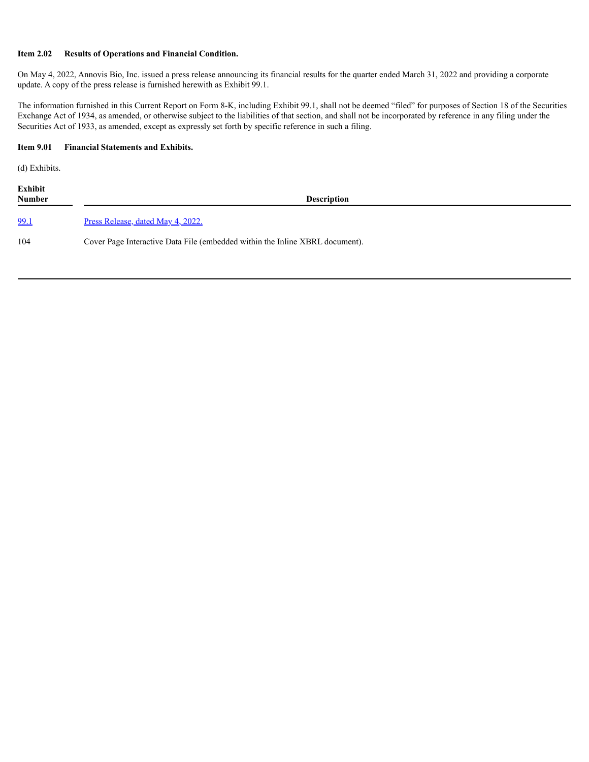**Item 2.02 Results of Operations and Financial Condition.**

On May 4, 2022, Annovis Bio, Inc. issued a press release announcing its financial results for the quarter ended March 31, 2022 and providing a corporate update. A copy of the press release is furnished herewith as Exhibit 99.1.

The information furnished in this Current Report on Form 8-K, including Exhibit 99.1, shall not be deemed "filed" for purposes of Section 18 of the Securities Exchange Act of 1934, as amended, or otherwise subject to the liabilities of that section, and shall not be incorporated by reference in any filing under the Securities Act of 1933, as amended, except as expressly set forth by specific reference in such a filing.

**Item 9.01 Financial Statements and Exhibits.**

(d) Exhibits.

| Exhibit Number | Description |
| --- | --- |
| 99.1 | Press Release, dated May 4, 2022. |
| 104 | Cover Page Interactive Data File (embedded within the Inline XBRL document). |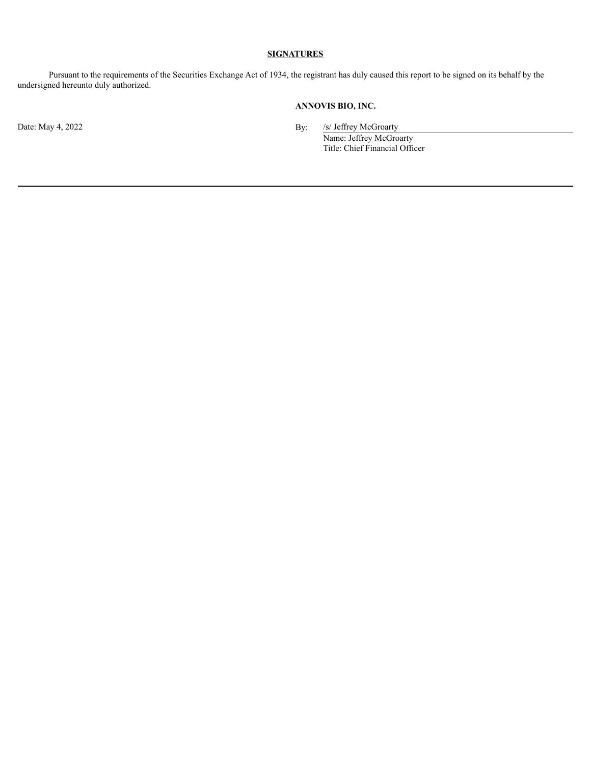## SIGNATURES

Pursuant to the requirements of the Securities Exchange Act of 1934, the registrant has duly caused this report to be signed on its behalf by the undersigned hereunto duly authorized.

**ANNOVIS BIO, INC.**

Date: May 4, 2022

By: /s/ Jeffrey McGroarty
Name: Jeffrey McGroarty
Title: Chief Financial Officer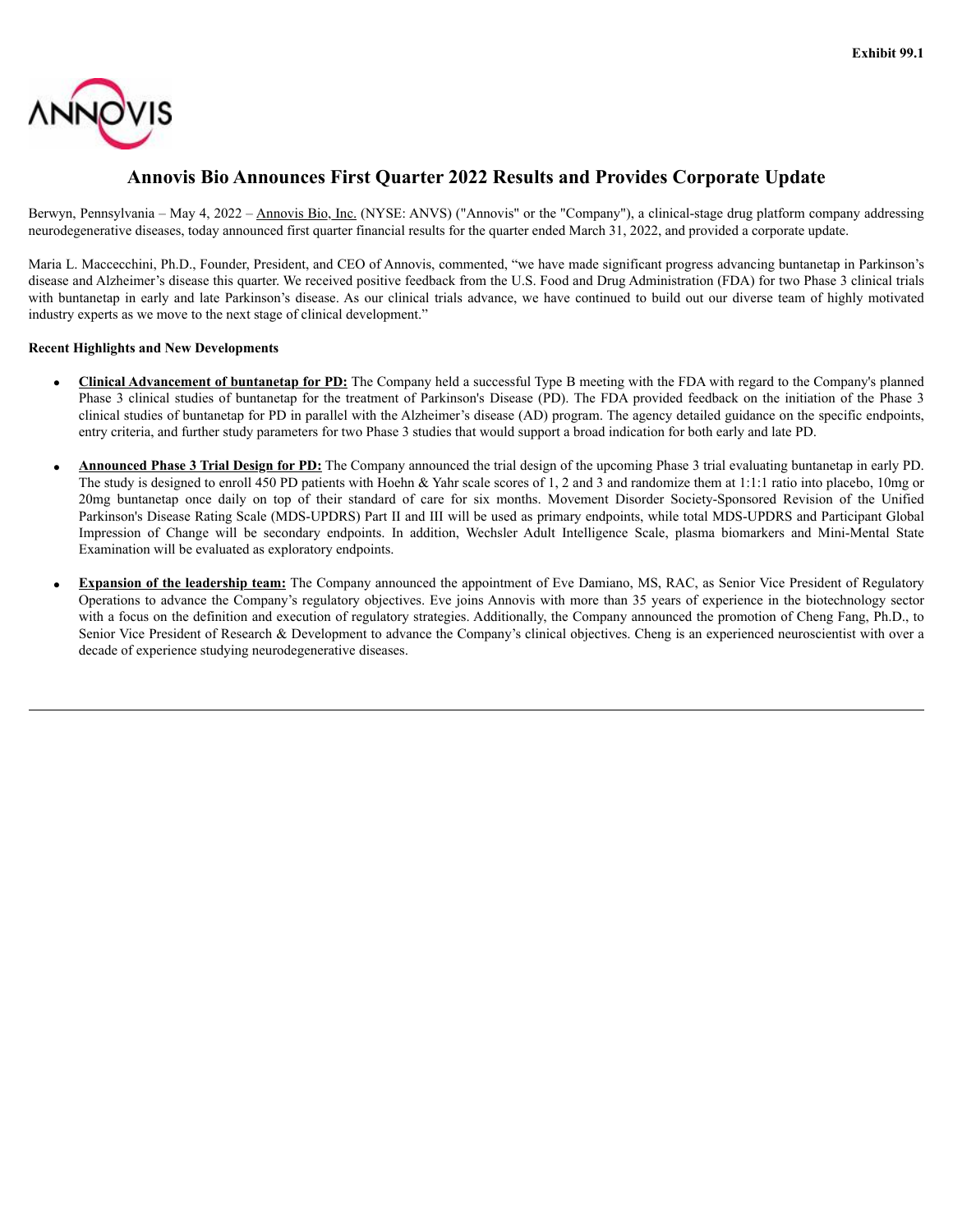**Exhibit 99.1**

# Annovis Bio Announces First Quarter 2022 Results and Provides Corporate Update

Berwyn, Pennsylvania – May 4, 2022 – Annovis Bio, Inc. (NYSE: ANVS) ("Annovis" or the "Company"), a clinical-stage drug platform company addressing neurodegenerative diseases, today announced first quarter financial results for the quarter ended March 31, 2022, and provided a corporate update.

Maria L. Maccecchini, Ph.D., Founder, President, and CEO of Annovis, commented, "we have made significant progress advancing buntanetap in Parkinson's disease and Alzheimer's disease this quarter. We received positive feedback from the U.S. Food and Drug Administration (FDA) for two Phase 3 clinical trials with buntanetap in early and late Parkinson's disease. As our clinical trials advance, we have continued to build out our diverse team of highly motivated industry experts as we move to the next stage of clinical development."

**Recent Highlights and New Developments**

- **Clinical Advancement of buntanetap for PD:** The Company held a successful Type B meeting with the FDA with regard to the Company's planned Phase 3 clinical studies of buntanetap for the treatment of Parkinson's Disease (PD). The FDA provided feedback on the initiation of the Phase 3 clinical studies of buntanetap for PD in parallel with the Alzheimer's disease (AD) program. The agency detailed guidance on the specific endpoints, entry criteria, and further study parameters for two Phase 3 studies that would support a broad indication for both early and late PD.

- **Announced Phase 3 Trial Design for PD:** The Company announced the trial design of the upcoming Phase 3 trial evaluating buntanetap in early PD. The study is designed to enroll 450 PD patients with Hoehn & Yahr scale scores of 1, 2 and 3 and randomize them at 1:1:1 ratio into placebo, 10mg or 20mg buntanetap once daily on top of their standard of care for six months. Movement Disorder Society-Sponsored Revision of the Unified Parkinson's Disease Rating Scale (MDS-UPDRS) Part II and III will be used as primary endpoints, while total MDS-UPDRS and Participant Global Impression of Change will be secondary endpoints. In addition, Wechsler Adult Intelligence Scale, plasma biomarkers and Mini-Mental State Examination will be evaluated as exploratory endpoints.

- **Expansion of the leadership team:** The Company announced the appointment of Eve Damiano, MS, RAC, as Senior Vice President of Regulatory Operations to advance the Company's regulatory objectives. Eve joins Annovis with more than 35 years of experience in the biotechnology sector with a focus on the definition and execution of regulatory strategies. Additionally, the Company announced the promotion of Cheng Fang, Ph.D., to Senior Vice President of Research & Development to advance the Company's clinical objectives. Cheng is an experienced neuroscientist with over a decade of experience studying neurodegenerative diseases.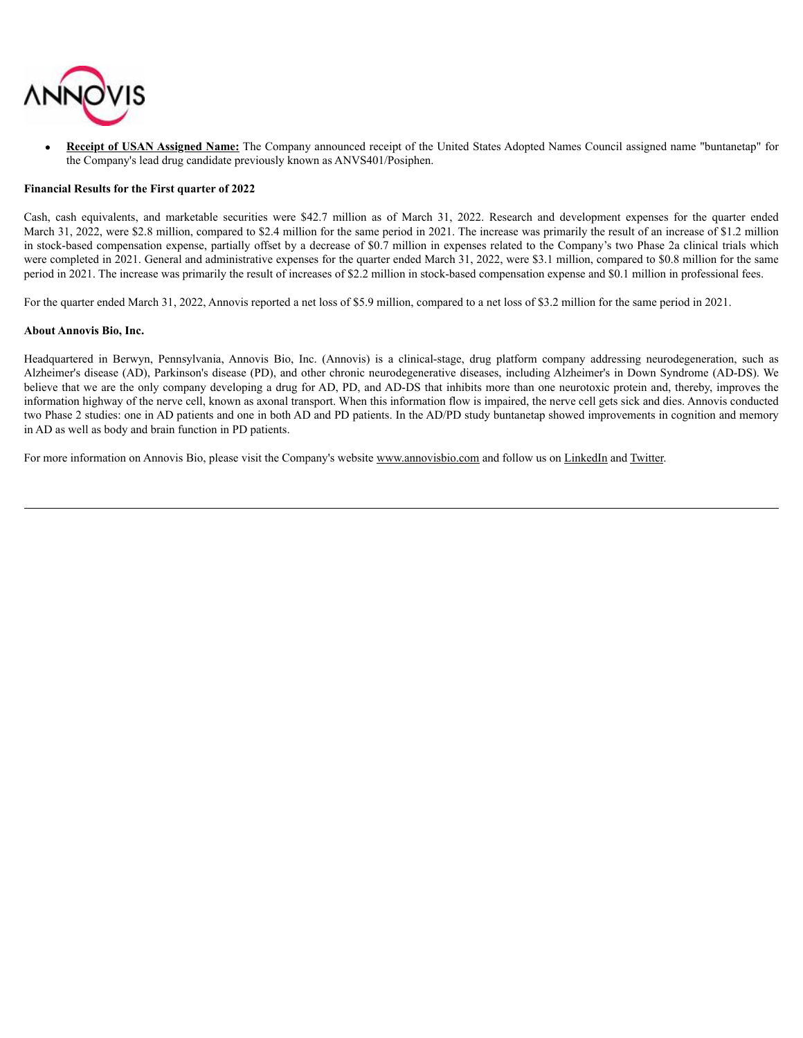- **Receipt of USAN Assigned Name:** The Company announced receipt of the United States Adopted Names Council assigned name "buntanetap" for the Company's lead drug candidate previously known as ANVS401/Posiphen.

**Financial Results for the First quarter of 2022**

Cash, cash equivalents, and marketable securities were $42.7 million as of March 31, 2022. Research and development expenses for the quarter ended March 31, 2022, were $2.8 million, compared to $2.4 million for the same period in 2021. The increase was primarily the result of an increase of $1.2 million in stock-based compensation expense, partially offset by a decrease of $0.7 million in expenses related to the Company's two Phase 2a clinical trials which were completed in 2021. General and administrative expenses for the quarter ended March 31, 2022, were $3.1 million, compared to $0.8 million for the same period in 2021. The increase was primarily the result of increases of $2.2 million in stock-based compensation expense and $0.1 million in professional fees.

For the quarter ended March 31, 2022, Annovis reported a net loss of $5.9 million, compared to a net loss of $3.2 million for the same period in 2021.

**About Annovis Bio, Inc.**

Headquartered in Berwyn, Pennsylvania, Annovis Bio, Inc. (Annovis) is a clinical-stage, drug platform company addressing neurodegeneration, such as Alzheimer's disease (AD), Parkinson's disease (PD), and other chronic neurodegenerative diseases, including Alzheimer's in Down Syndrome (AD-DS). We believe that we are the only company developing a drug for AD, PD, and AD-DS that inhibits more than one neurotoxic protein and, thereby, improves the information highway of the nerve cell, known as axonal transport. When this information flow is impaired, the nerve cell gets sick and dies. Annovis conducted two Phase 2 studies: one in AD patients and one in both AD and PD patients. In the AD/PD study buntanetap showed improvements in cognition and memory in AD as well as body and brain function in PD patients.

For more information on Annovis Bio, please visit the Company's website www.annovisbio.com and follow us on LinkedIn and Twitter.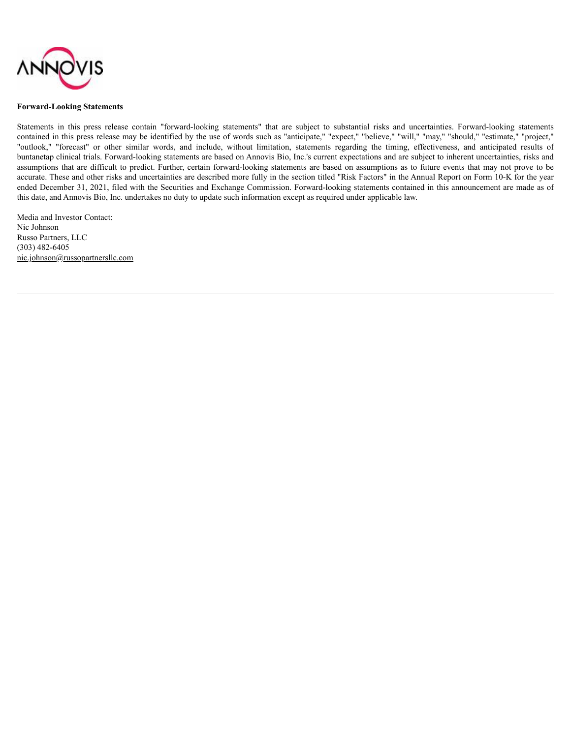**Forward-Looking Statements**

Statements in this press release contain "forward-looking statements" that are subject to substantial risks and uncertainties. Forward-looking statements contained in this press release may be identified by the use of words such as "anticipate," "expect," "believe," "will," "may," "should," "estimate," "project," "outlook," "forecast" or other similar words, and include, without limitation, statements regarding the timing, effectiveness, and anticipated results of buntanetap clinical trials. Forward-looking statements are based on Annovis Bio, Inc.'s current expectations and are subject to inherent uncertainties, risks and assumptions that are difficult to predict. Further, certain forward-looking statements are based on assumptions as to future events that may not prove to be accurate. These and other risks and uncertainties are described more fully in the section titled "Risk Factors" in the Annual Report on Form 10-K for the year ended December 31, 2021, filed with the Securities and Exchange Commission. Forward-looking statements contained in this announcement are made as of this date, and Annovis Bio, Inc. undertakes no duty to update such information except as required under applicable law.

Media and Investor Contact:
Nic Johnson
Russo Partners, LLC
(303) 482-6405
nic.johnson@russopartnersllc.com